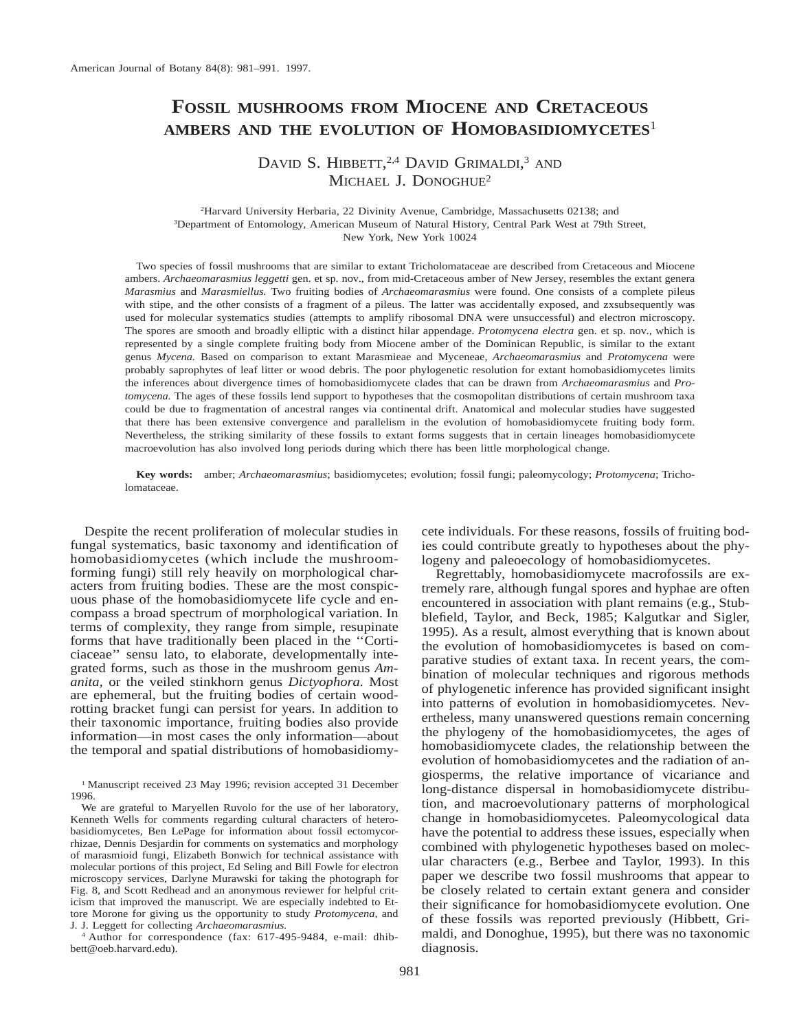# FOSSIL MUSHROOMS FROM MIOCENE AND CRETACEOUS AMBERS AND THE EVOLUTION OF HOMOBASIDIOMYCETES[1]

DAVID S. HIBBETT,[2,4] DAVID GRIMALDI,[3] AND MICHAEL J. DONOGHUE[2]

[2]Harvard University Herbaria, 22 Divinity Avenue, Cambridge, Massachusetts 02138; and
[3]Department of Entomology, American Museum of Natural History, Central Park West at 79th Street, New York, New York 10024

Two species of fossil mushrooms that are similar to extant Tricholomataceae are described from Cretaceous and Miocene ambers. *Archaeomarasmius leggetti* gen. et sp. nov., from mid-Cretaceous amber of New Jersey, resembles the extant genera *Marasmius* and *Marasmiellus.* Two fruiting bodies of *Archaeomarasmius* were found. One consists of a complete pileus with stipe, and the other consists of a fragment of a pileus. The latter was accidentally exposed, and zxsubsequently was used for molecular systematics studies (attempts to amplify ribosomal DNA were unsuccessful) and electron microscopy. The spores are smooth and broadly elliptic with a distinct hilar appendage. *Protomycena electra* gen. et sp. nov., which is represented by a single complete fruiting body from Miocene amber of the Dominican Republic, is similar to the extant genus *Mycena.* Based on comparison to extant Marasmieae and Myceneae, *Archaeomarasmius* and *Protomycena* were probably saprophytes of leaf litter or wood debris. The poor phylogenetic resolution for extant homobasidiomycetes limits the inferences about divergence times of homobasidiomycete clades that can be drawn from *Archaeomarasmius* and *Protomycena.* The ages of these fossils lend support to hypotheses that the cosmopolitan distributions of certain mushroom taxa could be due to fragmentation of ancestral ranges via continental drift. Anatomical and molecular studies have suggested that there has been extensive convergence and parallelism in the evolution of homobasidiomycete fruiting body form. Nevertheless, the striking similarity of these fossils to extant forms suggests that in certain lineages homobasidiomycete macroevolution has also involved long periods during which there has been little morphological change.

**Key words:** amber; *Archaeomarasmius*; basidiomycetes; evolution; fossil fungi; paleomycology; *Protomycena*; Tricholomataceae.

Despite the recent proliferation of molecular studies in fungal systematics, basic taxonomy and identification of homobasidiomycetes (which include the mushroom-forming fungi) still rely heavily on morphological characters from fruiting bodies. These are the most conspicuous phase of the homobasidiomycete life cycle and encompass a broad spectrum of morphological variation. In terms of complexity, they range from simple, resupinate forms that have traditionally been placed in the ''Corticiaceae'' sensu lato, to elaborate, developmentally integrated forms, such as those in the mushroom genus *Amanita,* or the veiled stinkhorn genus *Dictyophora.* Most are ephemeral, but the fruiting bodies of certain wood-rotting bracket fungi can persist for years. In addition to their taxonomic importance, fruiting bodies also provide information—in most cases the only information—about the temporal and spatial distributions of homobasidiomycete individuals. For these reasons, fossils of fruiting bodies could contribute greatly to hypotheses about the phylogeny and paleoecology of homobasidiomycetes.

Regrettably, homobasidiomycete macrofossils are extremely rare, although fungal spores and hyphae are often encountered in association with plant remains (e.g., Stubblefield, Taylor, and Beck, 1985; Kalgutkar and Sigler, 1995). As a result, almost everything that is known about the evolution of homobasidiomycetes is based on comparative studies of extant taxa. In recent years, the combination of molecular techniques and rigorous methods of phylogenetic inference has provided significant insight into patterns of evolution in homobasidiomycetes. Nevertheless, many unanswered questions remain concerning the phylogeny of the homobasidiomycetes, the ages of homobasidiomycete clades, the relationship between the evolution of homobasidiomycetes and the radiation of angiosperms, the relative importance of vicariance and long-distance dispersal in homobasidiomycete distribution, and macroevolutionary patterns of morphological change in homobasidiomycetes. Paleomycological data have the potential to address these issues, especially when combined with phylogenetic hypotheses based on molecular characters (e.g., Berbee and Taylor, 1993). In this paper we describe two fossil mushrooms that appear to be closely related to certain extant genera and consider their significance for homobasidiomycete evolution. One of these fossils was reported previously (Hibbett, Grimaldi, and Donoghue, 1995), but there was no taxonomic diagnosis.

[1] Manuscript received 23 May 1996; revision accepted 31 December 1996.

We are grateful to Maryellen Ruvolo for the use of her laboratory, Kenneth Wells for comments regarding cultural characters of heterobasidiomycetes, Ben LePage for information about fossil ectomycorrhizae, Dennis Desjardin for comments on systematics and morphology of marasmioid fungi, Elizabeth Bonwich for technical assistance with molecular portions of this project, Ed Seling and Bill Fowle for electron microscopy services, Darlyne Murawski for taking the photograph for Fig. 8, and Scott Redhead and an anonymous reviewer for helpful criticism that improved the manuscript. We are especially indebted to Ettore Morone for giving us the opportunity to study *Protomycena,* and J. J. Leggett for collecting *Archaeomarasmius.*

[4] Author for correspondence (fax: 617-495-9484, e-mail: dhibbett@oeb.harvard.edu).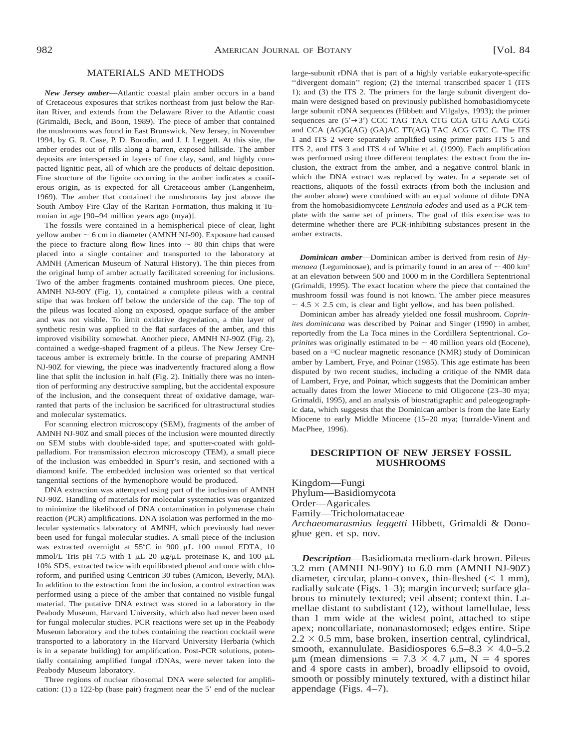## MATERIALS AND METHODS

***New Jersey amber***—Atlantic coastal plain amber occurs in a band of Cretaceous exposures that strikes northeast from just below the Raritan River, and extends from the Delaware River to the Atlantic coast (Grimaldi, Beck, and Boon, 1989). The piece of amber that contained the mushrooms was found in East Brunswick, New Jersey, in November 1994, by G. R. Case, P. D. Borodin, and J. J. Leggett. At this site, the amber erodes out of rills along a barren, exposed hillside. The amber deposits are interspersed in layers of fine clay, sand, and highly compacted lignitic peat, all of which are the products of deltaic deposition. Fine structure of the lignite occurring in the amber indicates a coniferous origin, as is expected for all Cretaceous amber (Langenheim, 1969). The amber that contained the mushrooms lay just above the South Amboy Fire Clay of the Raritan Formation, thus making it Turonian in age [90–94 million years ago (mya)].

The fossils were contained in a hemispherical piece of clear, light yellow amber ~ 6 cm in diameter (AMNH NJ-90). Exposure had caused the piece to fracture along flow lines into ~ 80 thin chips that were placed into a single container and transported to the laboratory at AMNH (American Museum of Natural History). The thin pieces from the original lump of amber actually facilitated screening for inclusions. Two of the amber fragments contained mushroom pieces. One piece, AMNH NJ-90Y (Fig. 1), contained a complete pileus with a central stipe that was broken off below the underside of the cap. The top of the pileus was located along an exposed, opaque surface of the amber and was not visible. To limit oxidative degredation, a thin layer of synthetic resin was applied to the flat surfaces of the amber, and this improved visibility somewhat. Another piece, AMNH NJ-90Z (Fig. 2), contained a wedge-shaped fragment of a pileus. The New Jersey Cretaceous amber is extremely brittle. In the course of preparing AMNH NJ-90Z for viewing, the piece was inadvertently fractured along a flow line that split the inclusion in half (Fig. 2). Initially there was no intention of performing any destructive sampling, but the accidental exposure of the inclusion, and the consequent threat of oxidative damage, warranted that parts of the inclusion be sacrificed for ultrastructural studies and molecular systematics.

For scanning electron microscopy (SEM), fragments of the amber of AMNH NJ-90Z and small pieces of the inclusion were mounted directly on SEM stubs with double-sided tape, and sputter-coated with gold-palladium. For transmission electron microscopy (TEM), a small piece of the inclusion was embedded in Spurr's resin, and sectioned with a diamond knife. The embedded inclusion was oriented so that vertical tangential sections of the hymenophore would be produced.

DNA extraction was attempted using part of the inclusion of AMNH NJ-90Z. Handling of materials for molecular systematics was organized to minimize the likelihood of DNA contamination in polymerase chain reaction (PCR) amplifications. DNA isolation was performed in the molecular systematics laboratory of AMNH, which previously had never been used for fungal molecular studies. A small piece of the inclusion was extracted overnight at 55°C in 900 μL 100 mmol EDTA, 10 mmol/L Tris pH 7.5 with 1 μL 20 μg/μL proteinase K, and 100 μL 10% SDS, extracted twice with equilibrated phenol and once with chloroform, and purified using Centricon 30 tubes (Amicon, Beverly, MA). In addition to the extraction from the inclusion, a control extraction was performed using a piece of the amber that contained no visible fungal material. The putative DNA extract was stored in a laboratory in the Peabody Museum, Harvard University, which also had never been used for fungal molecular studies. PCR reactions were set up in the Peabody Museum laboratory and the tubes containing the reaction cocktail were transported to a laboratory in the Harvard University Herbaria (which is in a separate building) for amplification. Post-PCR solutions, potentially containing amplified fungal rDNAs, were never taken into the Peabody Museum laboratory.

Three regions of nuclear ribosomal DNA were selected for amplification: (1) a 122-bp (base pair) fragment near the 5′ end of the nuclear large-subunit rDNA that is part of a highly variable eukaryote-specific "divergent domain" region; (2) the internal transcribed spacer 1 (ITS 1); and (3) the ITS 2. The primers for the large subunit divergent domain were designed based on previously published homobasidiomycete large subunit rDNA sequences (Hibbett and Vilgalys, 1993); the primer sequences are (5′→3′) CCC TAG TAA CTG CGA GTG AAG CGG and CCA (AG)G(AG) (GA)AC TT(AG) TAC ACG GTC C. The ITS 1 and ITS 2 were separately amplified using primer pairs ITS 5 and ITS 2, and ITS 3 and ITS 4 of White et al. (1990). Each amplification was performed using three different templates: the extract from the inclusion, the extract from the amber, and a negative control blank in which the DNA extract was replaced by water. In a separate set of reactions, aliquots of the fossil extracts (from both the inclusion and the amber alone) were combined with an equal volume of dilute DNA from the homobasidiomycete *Lentinula edodes* and used as a PCR template with the same set of primers. The goal of this exercise was to determine whether there are PCR-inhibiting substances present in the amber extracts.

***Dominican amber***—Dominican amber is derived from resin of *Hymenaea* (Leguminosae), and is primarily found in an area of ~ 400 km² at an elevation between 500 and 1000 m in the Cordillera Septentrional (Grimaldi, 1995). The exact location where the piece that contained the mushroom fossil was found is not known. The amber piece measures ~ 4.5 × 2.5 cm, is clear and light yellow, and has been polished.

Dominican amber has already yielded one fossil mushroom. *Coprinites dominicana* was described by Poinar and Singer (1990) in amber, reportedly from the La Toca mines in the Cordillera Septentrional. *Coprinites* was originally estimated to be ~ 40 million years old (Eocene), based on a $^{13}$C nuclear magnetic resonance (NMR) study of Dominican amber by Lambert, Frye, and Poinar (1985). This age estimate has been disputed by two recent studies, including a critique of the NMR data of Lambert, Frye, and Poinar, which suggests that the Dominican amber actually dates from the lower Miocene to mid Oligocene (23–30 mya; Grimaldi, 1995), and an analysis of biostratigraphic and paleogeographic data, which suggests that the Dominican amber is from the late Early Miocene to early Middle Miocene (15–20 mya; Iturralde-Vinent and MacPhee, 1996).

## DESCRIPTION OF NEW JERSEY FOSSIL MUSHROOMS

Kingdom—Fungi
Phylum—Basidiomycota
Order—Agaricales
Family—Tricholomataceae
*Archaeomarasmius leggetti* Hibbett, Grimaldi & Donoghue gen. et sp. nov.

***Description***—Basidiomata medium-dark brown. Pileus 3.2 mm (AMNH NJ-90Y) to 6.0 mm (AMNH NJ-90Z) diameter, circular, plano-convex, thin-fleshed (< 1 mm), radially sulcate (Figs. 1–3); margin incurved; surface glabrous to minutely textured; veil absent; context thin. Lamellae distant to subdistant (12), without lamellulae, less than 1 mm wide at the widest point, attached to stipe apex; noncollariate, nonanastomosed; edges entire. Stipe 2.2 × 0.5 mm, base broken, insertion central, cylindrical, smooth, exannulate. Basidiospores 6.5–8.3 × 4.0–5.2 μm (mean dimensions = 7.3 × 4.7 μm, N = 4 spores and 4 spore casts in amber), broadly ellipsoid to ovoid, smooth or possibly minutely textured, with a distinct hilar appendage (Figs. 4–7).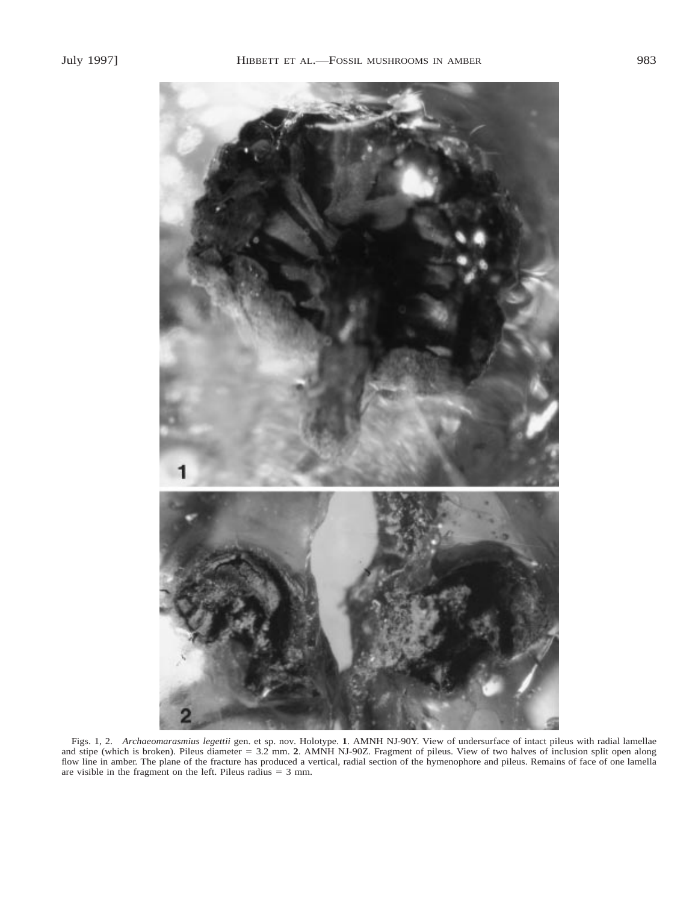Figs. 1, 2. *Archaeomarasmius legettii* gen. et sp. nov. Holotype. **1**. AMNH NJ-90Y. View of undersurface of intact pileus with radial lamellae and stipe (which is broken). Pileus diameter = 3.2 mm. **2**. AMNH NJ-90Z. Fragment of pileus. View of two halves of inclusion split open along flow line in amber. The plane of the fracture has produced a vertical, radial section of the hymenophore and pileus. Remains of face of one lamella are visible in the fragment on the left. Pileus radius = 3 mm.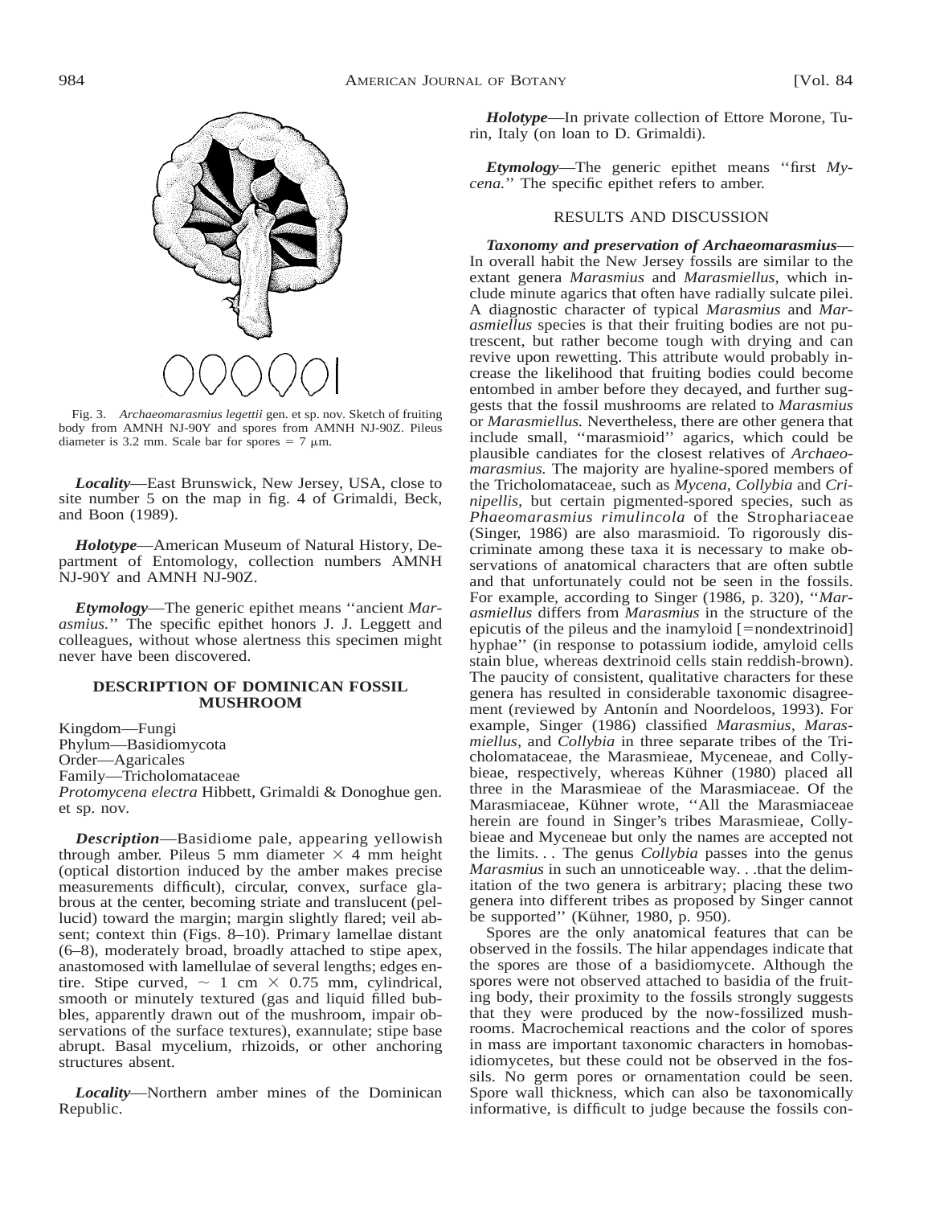Fig. 3. *Archaeomarasmius legettii* gen. et sp. nov. Sketch of fruiting body from AMNH NJ-90Y and spores from AMNH NJ-90Z. Pileus diameter is 3.2 mm. Scale bar for spores = 7 μm.

***Locality***—East Brunswick, New Jersey, USA, close to site number 5 on the map in fig. 4 of Grimaldi, Beck, and Boon (1989).

***Holotype***—American Museum of Natural History, Department of Entomology, collection numbers AMNH NJ-90Y and AMNH NJ-90Z.

***Etymology***—The generic epithet means ''ancient *Marasmius.*'' The specific epithet honors J. J. Leggett and colleagues, without whose alertness this specimen might never have been discovered.

## DESCRIPTION OF DOMINICAN FOSSIL MUSHROOM

Kingdom—Fungi
Phylum—Basidiomycota
Order—Agaricales
Family—Tricholomataceae
*Protomycena electra* Hibbett, Grimaldi & Donoghue gen. et sp. nov.

***Description***—Basidiome pale, appearing yellowish through amber. Pileus 5 mm diameter × 4 mm height (optical distortion induced by the amber makes precise measurements difficult), circular, convex, surface glabrous at the center, becoming striate and translucent (pellucid) toward the margin; margin slightly flared; veil absent; context thin (Figs. 8–10). Primary lamellae distant (6–8), moderately broad, broadly attached to stipe apex, anastomosed with lamellulae of several lengths; edges entire. Stipe curved, ~ 1 cm × 0.75 mm, cylindrical, smooth or minutely textured (gas and liquid filled bubbles, apparently drawn out of the mushroom, impair observations of the surface textures), exannulate; stipe base abrupt. Basal mycelium, rhizoids, or other anchoring structures absent.

***Locality***—Northern amber mines of the Dominican Republic.

***Holotype***—In private collection of Ettore Morone, Turin, Italy (on loan to D. Grimaldi).

***Etymology***—The generic epithet means ''first *Mycena.*'' The specific epithet refers to amber.

## RESULTS AND DISCUSSION

***Taxonomy and preservation of Archaeomarasmius***—In overall habit the New Jersey fossils are similar to the extant genera *Marasmius* and *Marasmiellus,* which include minute agarics that often have radially sulcate pilei. A diagnostic character of typical *Marasmius* and *Marasmiellus* species is that their fruiting bodies are not putrescent, but rather become tough with drying and can revive upon rewetting. This attribute would probably increase the likelihood that fruiting bodies could become entombed in amber before they decayed, and further suggests that the fossil mushrooms are related to *Marasmius* or *Marasmiellus.* Nevertheless, there are other genera that include small, ''marasmioid'' agarics, which could be plausible candiates for the closest relatives of *Archaeomarasmius.* The majority are hyaline-spored members of the Tricholomataceae, such as *Mycena, Collybia* and *Crinipellis,* but certain pigmented-spored species, such as *Phaeomarasmius rimulincola* of the Strophariaceae (Singer, 1986) are also marasmioid. To rigorously discriminate among these taxa it is necessary to make observations of anatomical characters that are often subtle and that unfortunately could not be seen in the fossils. For example, according to Singer (1986, p. 320), ''*Marasmiellus* differs from *Marasmius* in the structure of the epicutis of the pileus and the inamyloid [=nondextrinoid] hyphae'' (in response to potassium iodide, amyloid cells stain blue, whereas dextrinoid cells stain reddish-brown). The paucity of consistent, qualitative characters for these genera has resulted in considerable taxonomic disagreement (reviewed by Antonín and Noordeloos, 1993). For example, Singer (1986) classified *Marasmius, Marasmiellus,* and *Collybia* in three separate tribes of the Tricholomataceae, the Marasmieae, Myceneae, and Collybieae, respectively, whereas Kühner (1980) placed all three in the Marasmieae of the Marasmiaceae. Of the Marasmiaceae, Kühner wrote, ''All the Marasmiaceae herein are found in Singer's tribes Marasmieae, Collybieae and Myceneae but only the names are accepted not the limits. . . The genus *Collybia* passes into the genus *Marasmius* in such an unnoticeable way. . .that the delimitation of the two genera is arbitrary; placing these two genera into different tribes as proposed by Singer cannot be supported'' (Kühner, 1980, p. 950).

Spores are the only anatomical features that can be observed in the fossils. The hilar appendages indicate that the spores are those of a basidiomycete. Although the spores were not observed attached to basidia of the fruiting body, their proximity to the fossils strongly suggests that they were produced by the now-fossilized mushrooms. Macrochemical reactions and the color of spores in mass are important taxonomic characters in homobasidiomycetes, but these could not be observed in the fossils. No germ pores or ornamentation could be seen. Spore wall thickness, which can also be taxonomically informative, is difficult to judge because the fossils con-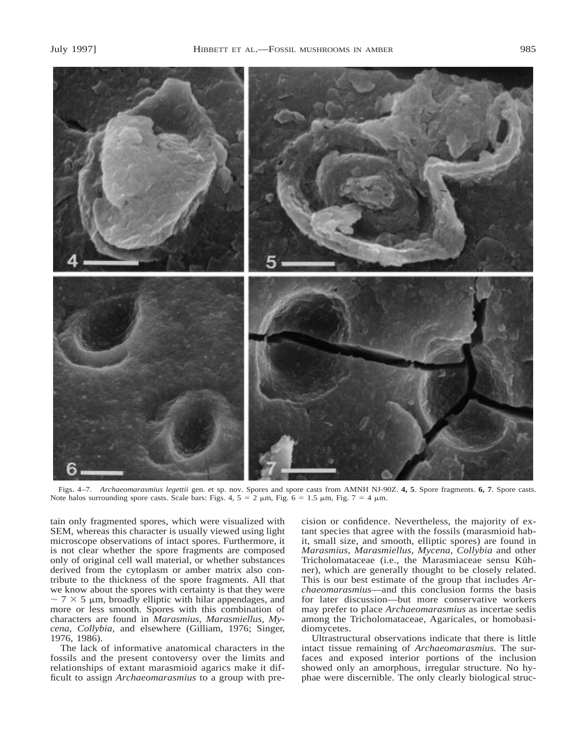Figs. 4–7. *Archaeomarasmius legettii* gen. et sp. nov. Spores and spore casts from AMNH NJ-90Z. **4, 5**. Spore fragments. **6, 7**. Spore casts. Note halos surrounding spore casts. Scale bars: Figs. 4, 5 = 2 μm, Fig. 6 = 1.5 μm, Fig. 7 = 4 μm.

tain only fragmented spores, which were visualized with SEM, whereas this character is usually viewed using light microscope observations of intact spores. Furthermore, it is not clear whether the spore fragments are composed only of original cell wall material, or whether substances derived from the cytoplasm or amber matrix also contribute to the thickness of the spore fragments. All that we know about the spores with certainty is that they were ~ 7 × 5 μm, broadly elliptic with hilar appendages, and more or less smooth. Spores with this combination of characters are found in *Marasmius, Marasmiellus, Mycena, Collybia,* and elsewhere (Gilliam, 1976; Singer, 1976, 1986).

The lack of informative anatomical characters in the fossils and the present contoversy over the limits and relationships of extant marasmioid agarics make it difficult to assign *Archaeomarasmius* to a group with precision or confidence. Nevertheless, the majority of extant species that agree with the fossils (marasmioid habit, small size, and smooth, elliptic spores) are found in *Marasmius, Marasmiellus, Mycena, Collybia* and other Tricholomataceae (i.e., the Marasmiaceae sensu Kühner), which are generally thought to be closely related. This is our best estimate of the group that includes *Archaeomarasmius*—and this conclusion forms the basis for later discussion—but more conservative workers may prefer to place *Archaeomarasmius* as incertae sedis among the Tricholomataceae, Agaricales, or homobasidiomycetes.

Ultrastructural observations indicate that there is little intact tissue remaining of *Archaeomarasmius.* The surfaces and exposed interior portions of the inclusion showed only an amorphous, irregular structure. No hyphae were discernible. The only clearly biological struc-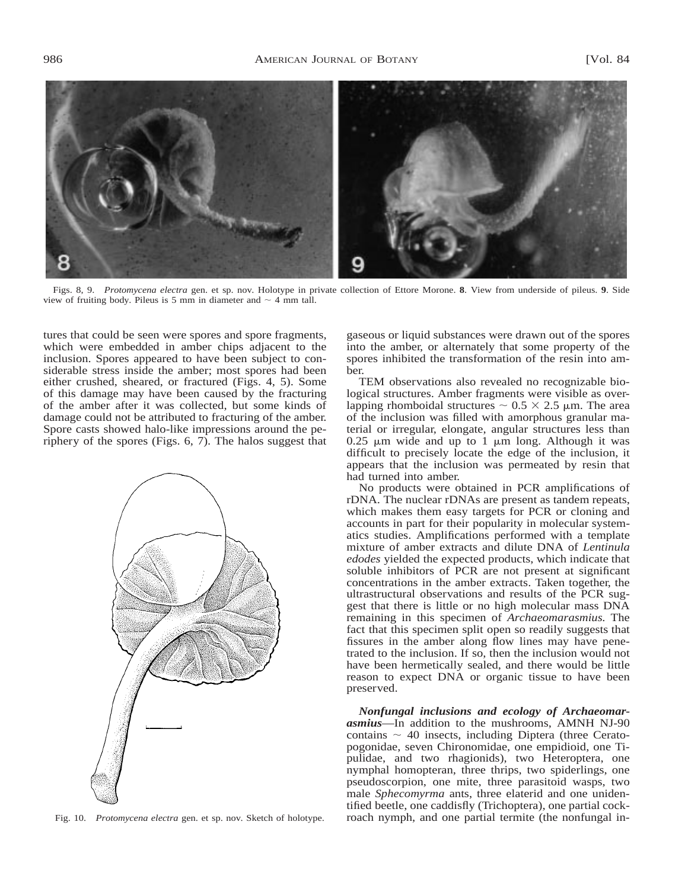Figs. 8, 9. *Protomycena electra* gen. et sp. nov. Holotype in private collection of Ettore Morone. **8**. View from underside of pileus. **9**. Side view of fruiting body. Pileus is 5 mm in diameter and ~ 4 mm tall.

tures that could be seen were spores and spore fragments, which were embedded in amber chips adjacent to the inclusion. Spores appeared to have been subject to considerable stress inside the amber; most spores had been either crushed, sheared, or fractured (Figs. 4, 5). Some of this damage may have been caused by the fracturing of the amber after it was collected, but some kinds of damage could not be attributed to fracturing of the amber. Spore casts showed halo-like impressions around the periphery of the spores (Figs. 6, 7). The halos suggest that gaseous or liquid substances were drawn out of the spores into the amber, or alternately that some property of the spores inhibited the transformation of the resin into amber.

TEM observations also revealed no recognizable biological structures. Amber fragments were visible as overlapping rhomboidal structures ~ $0.5 \times 2.5$ μm. The area of the inclusion was filled with amorphous granular material or irregular, elongate, angular structures less than 0.25 μm wide and up to 1 μm long. Although it was difficult to precisely locate the edge of the inclusion, it appears that the inclusion was permeated by resin that had turned into amber.

No products were obtained in PCR amplifications of rDNA. The nuclear rDNAs are present as tandem repeats, which makes them easy targets for PCR or cloning and accounts in part for their popularity in molecular systematics studies. Amplifications performed with a template mixture of amber extracts and dilute DNA of *Lentinula edodes* yielded the expected products, which indicate that soluble inhibitors of PCR are not present at significant concentrations in the amber extracts. Taken together, the ultrastructural observations and results of the PCR suggest that there is little or no high molecular mass DNA remaining in this specimen of *Archaeomarasmius.* The fact that this specimen split open so readily suggests that fissures in the amber along flow lines may have penetrated to the inclusion. If so, then the inclusion would not have been hermetically sealed, and there would be little reason to expect DNA or organic tissue to have been preserved.

Fig. 10. *Protomycena electra* gen. et sp. nov. Sketch of holotype.

***Nonfungal inclusions and ecology of Archaeomarasmius***—In addition to the mushrooms, AMNH NJ-90 contains ~ 40 insects, including Diptera (three Ceratopogonidae, seven Chironomidae, one empidioid, one Tipulidae, and two rhagionids), two Heteroptera, one nymphal homopteran, three thrips, two spiderlings, one pseudoscorpion, one mite, three parasitoid wasps, two male *Sphecomyrma* ants, three elaterid and one unidentified beetle, one caddisfly (Trichoptera), one partial cockroach nymph, and one partial termite (the nonfungal in-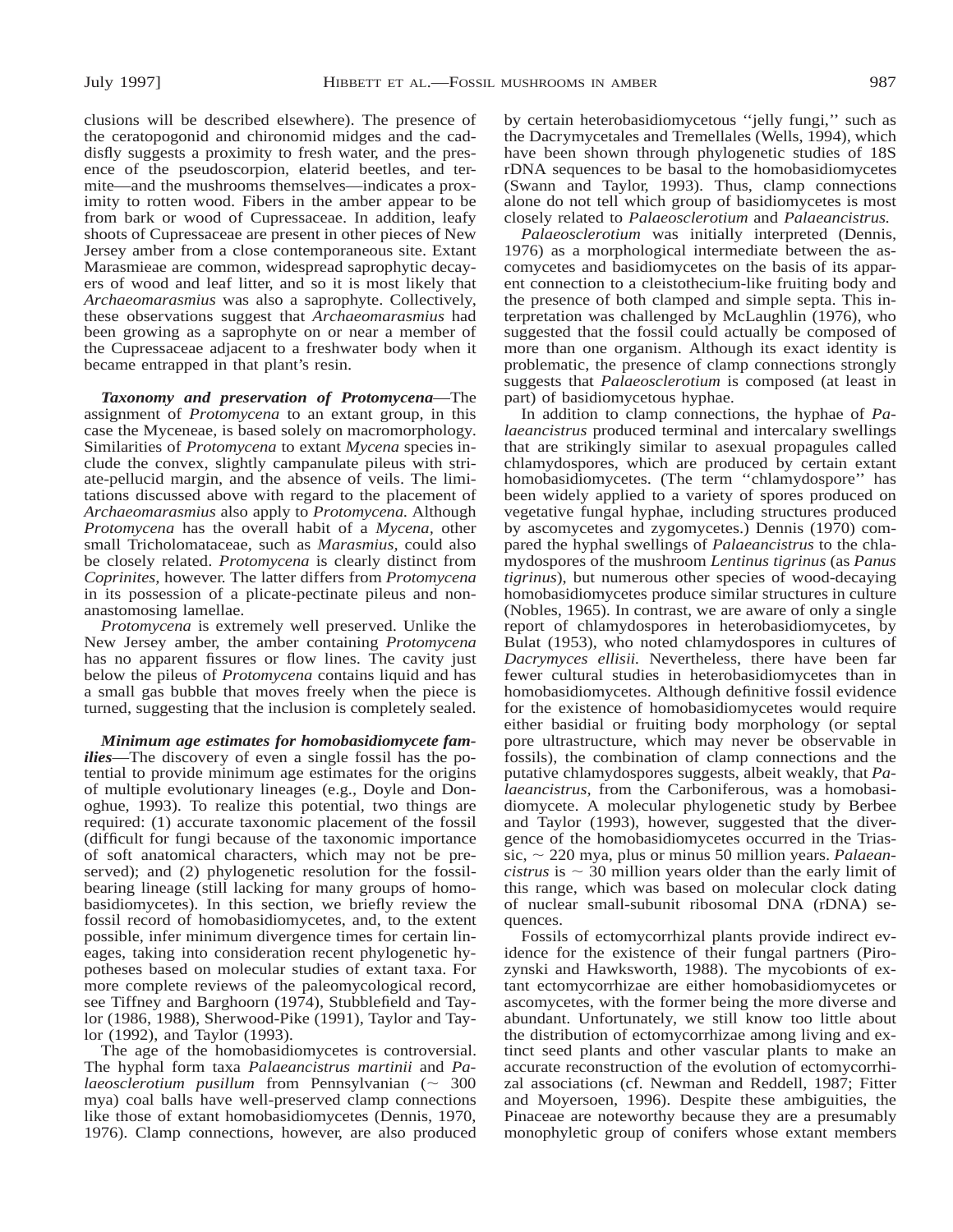clusions will be described elsewhere). The presence of the ceratopogonid and chironomid midges and the caddisfly suggests a proximity to fresh water, and the presence of the pseudoscorpion, elaterid beetles, and termite—and the mushrooms themselves—indicates a proximity to rotten wood. Fibers in the amber appear to be from bark or wood of Cupressaceae. In addition, leafy shoots of Cupressaceae are present in other pieces of New Jersey amber from a close contemporaneous site. Extant Marasmieae are common, widespread saprophytic decayers of wood and leaf litter, and so it is most likely that *Archaeomarasmius* was also a saprophyte. Collectively, these observations suggest that *Archaeomarasmius* had been growing as a saprophyte on or near a member of the Cupressaceae adjacent to a freshwater body when it became entrapped in that plant's resin.

***Taxonomy and preservation of Protomycena***—The assignment of *Protomycena* to an extant group, in this case the Myceneae, is based solely on macromorphology. Similarities of *Protomycena* to extant *Mycena* species include the convex, slightly campanulate pileus with striate-pellucid margin, and the absence of veils. The limitations discussed above with regard to the placement of *Archaeomarasmius* also apply to *Protomycena.* Although *Protomycena* has the overall habit of a *Mycena,* other small Tricholomataceae, such as *Marasmius,* could also be closely related. *Protomycena* is clearly distinct from *Coprinites,* however. The latter differs from *Protomycena* in its possession of a plicate-pectinate pileus and non-anastomosing lamellae.

*Protomycena* is extremely well preserved. Unlike the New Jersey amber, the amber containing *Protomycena* has no apparent fissures or flow lines. The cavity just below the pileus of *Protomycena* contains liquid and has a small gas bubble that moves freely when the piece is turned, suggesting that the inclusion is completely sealed.

***Minimum age estimates for homobasidiomycete families***—The discovery of even a single fossil has the potential to provide minimum age estimates for the origins of multiple evolutionary lineages (e.g., Doyle and Donoghue, 1993). To realize this potential, two things are required: (1) accurate taxonomic placement of the fossil (difficult for fungi because of the taxonomic importance of soft anatomical characters, which may not be preserved); and (2) phylogenetic resolution for the fossil-bearing lineage (still lacking for many groups of homobasidiomycetes). In this section, we briefly review the fossil record of homobasidiomycetes, and, to the extent possible, infer minimum divergence times for certain lineages, taking into consideration recent phylogenetic hypotheses based on molecular studies of extant taxa. For more complete reviews of the paleomycological record, see Tiffney and Barghoorn (1974), Stubblefield and Taylor (1986, 1988), Sherwood-Pike (1991), Taylor and Taylor (1992), and Taylor (1993).

The age of the homobasidiomycetes is controversial. The hyphal form taxa *Palaeancistrus martinii* and *Palaeosclerotium pusillum* from Pennsylvanian (~ 300 mya) coal balls have well-preserved clamp connections like those of extant homobasidiomycetes (Dennis, 1970, 1976). Clamp connections, however, are also produced by certain heterobasidiomycetous ''jelly fungi,'' such as the Dacrymycetales and Tremellales (Wells, 1994), which have been shown through phylogenetic studies of 18S rDNA sequences to be basal to the homobasidiomycetes (Swann and Taylor, 1993). Thus, clamp connections alone do not tell which group of basidiomycetes is most closely related to *Palaeosclerotium* and *Palaeancistrus.*

*Palaeosclerotium* was initially interpreted (Dennis, 1976) as a morphological intermediate between the ascomycetes and basidiomycetes on the basis of its apparent connection to a cleistothecium-like fruiting body and the presence of both clamped and simple septa. This interpretation was challenged by McLaughlin (1976), who suggested that the fossil could actually be composed of more than one organism. Although its exact identity is problematic, the presence of clamp connections strongly suggests that *Palaeosclerotium* is composed (at least in part) of basidiomycetous hyphae.

In addition to clamp connections, the hyphae of *Palaeancistrus* produced terminal and intercalary swellings that are strikingly similar to asexual propagules called chlamydospores, which are produced by certain extant homobasidiomycetes. (The term ''chlamydospore'' has been widely applied to a variety of spores produced on vegetative fungal hyphae, including structures produced by ascomycetes and zygomycetes.) Dennis (1970) compared the hyphal swellings of *Palaeancistrus* to the chlamydospores of the mushroom *Lentinus tigrinus* (as *Panus tigrinus*), but numerous other species of wood-decaying homobasidiomycetes produce similar structures in culture (Nobles, 1965). In contrast, we are aware of only a single report of chlamydospores in heterobasidiomycetes, by Bulat (1953), who noted chlamydospores in cultures of *Dacrymyces ellisii.* Nevertheless, there have been far fewer cultural studies in heterobasidiomycetes than in homobasidiomycetes. Although definitive fossil evidence for the existence of homobasidiomycetes would require either basidial or fruiting body morphology (or septal pore ultrastructure, which may never be observable in fossils), the combination of clamp connections and the putative chlamydospores suggests, albeit weakly, that *Palaeancistrus,* from the Carboniferous, was a homobasidiomycete. A molecular phylogenetic study by Berbee and Taylor (1993), however, suggested that the divergence of the homobasidiomycetes occurred in the Triassic, ~ 220 mya, plus or minus 50 million years. *Palaeancistrus* is ~ 30 million years older than the early limit of this range, which was based on molecular clock dating of nuclear small-subunit ribosomal DNA (rDNA) sequences.

Fossils of ectomycorrhizal plants provide indirect evidence for the existence of their fungal partners (Pirozynski and Hawksworth, 1988). The mycobionts of extant ectomycorrhizae are either homobasidiomycetes or ascomycetes, with the former being the more diverse and abundant. Unfortunately, we still know too little about the distribution of ectomycorrhizae among living and extinct seed plants and other vascular plants to make an accurate reconstruction of the evolution of ectomycorrhizal associations (cf. Newman and Reddell, 1987; Fitter and Moyersoen, 1996). Despite these ambiguities, the Pinaceae are noteworthy because they are a presumably monophyletic group of conifers whose extant members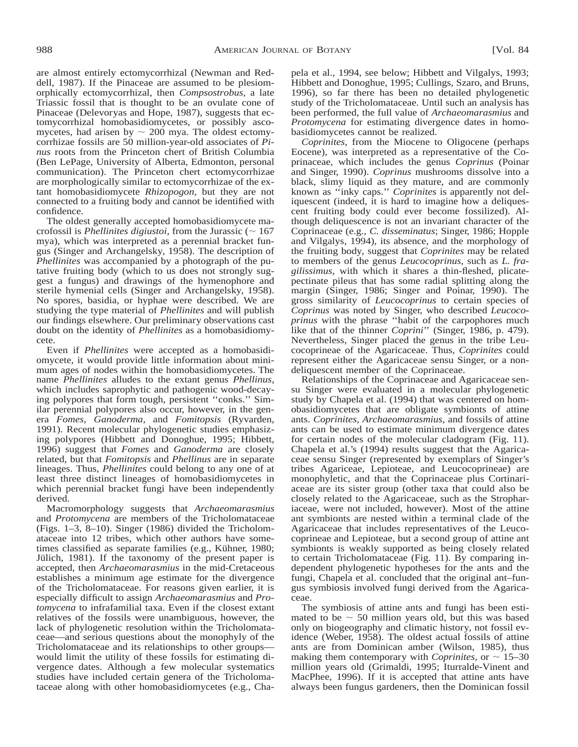are almost entirely ectomycorrhizal (Newman and Reddell, 1987). If the Pinaceae are assumed to be plesiomorphically ectomycorrhizal, then *Compsostrobus,* a late Triassic fossil that is thought to be an ovulate cone of Pinaceae (Delevoryas and Hope, 1987), suggests that ectomycorrhizal homobasidiomycetes, or possibly ascomycetes, had arisen by ~ 200 mya. The oldest ectomycorrhizae fossils are 50 million-year-old associates of *Pinus* roots from the Princeton chert of British Columbia (Ben LePage, University of Alberta, Edmonton, personal communication). The Princeton chert ectomycorrhizae are morphologically similar to ectomycorrhizae of the extant homobasidiomycete *Rhizopogon,* but they are not connected to a fruiting body and cannot be identified with confidence.

The oldest generally accepted homobasidiomycete macrofossil is *Phellinites digiustoi,* from the Jurassic (~ 167 mya), which was interpreted as a perennial bracket fungus (Singer and Archangelsky, 1958). The description of *Phellinites* was accompanied by a photograph of the putative fruiting body (which to us does not strongly suggest a fungus) and drawings of the hymenophore and sterile hymenial cells (Singer and Archangelsky, 1958). No spores, basidia, or hyphae were described. We are studying the type material of *Phellinites* and will publish our findings elsewhere. Our preliminary observations cast doubt on the identity of *Phellinites* as a homobasidiomycete.

Even if *Phellinites* were accepted as a homobasidiomycete, it would provide little information about minimum ages of nodes within the homobasidiomycetes. The name *Phellinites* alludes to the extant genus *Phellinus,* which includes saprophytic and pathogenic wood-decaying polypores that form tough, persistent ''conks.'' Similar perennial polypores also occur, however, in the genera *Fomes, Ganoderma,* and *Fomitopsis* (Ryvarden, 1991). Recent molecular phylogenetic studies emphasizing polypores (Hibbett and Donoghue, 1995; Hibbett, 1996) suggest that *Fomes* and *Ganoderma* are closely related, but that *Fomitopsis* and *Phellinus* are in separate lineages. Thus, *Phellinites* could belong to any one of at least three distinct lineages of homobasidiomycetes in which perennial bracket fungi have been independently derived.

Macromorphology suggests that *Archaeomarasmius* and *Protomycena* are members of the Tricholomataceae (Figs. 1–3, 8–10). Singer (1986) divided the Tricholomataceae into 12 tribes, which other authors have sometimes classified as separate families (e.g., Kühner, 1980; Jülich, 1981). If the taxonomy of the present paper is accepted, then *Archaeomarasmius* in the mid-Cretaceous establishes a minimum age estimate for the divergence of the Tricholomataceae. For reasons given earlier, it is especially difficult to assign *Archaeomarasmius* and *Protomycena* to infrafamilial taxa. Even if the closest extant relatives of the fossils were unambiguous, however, the lack of phylogenetic resolution within the Tricholomataceae—and serious questions about the monophyly of the Tricholomataceae and its relationships to other groups—would limit the utility of these fossils for estimating divergence dates. Although a few molecular systematics studies have included certain genera of the Tricholomataceae along with other homobasidiomycetes (e.g., Chapela et al., 1994, see below; Hibbett and Vilgalys, 1993; Hibbett and Donoghue, 1995; Cullings, Szaro, and Bruns, 1996), so far there has been no detailed phylogenetic study of the Tricholomataceae. Until such an analysis has been performed, the full value of *Archaeomarasmius* and *Protomycena* for estimating divergence dates in homobasidiomycetes cannot be realized.

*Coprinites,* from the Miocene to Oligocene (perhaps Eocene), was interpreted as a representative of the Coprinaceae, which includes the genus *Coprinus* (Poinar and Singer, 1990). *Coprinus* mushrooms dissolve into a black, slimy liquid as they mature, and are commonly known as ''inky caps.'' *Coprinites* is apparently not deliquescent (indeed, it is hard to imagine how a deliquescent fruiting body could ever become fossilized). Although deliquescence is not an invariant character of the Coprinaceae (e.g., *C. disseminatus*; Singer, 1986; Hopple and Vilgalys, 1994), its absence, and the morphology of the fruiting body, suggest that *Coprinites* may be related to members of the genus *Leucocoprinus,* such as *L. fragilissimus,* with which it shares a thin-fleshed, plicate-pectinate pileus that has some radial splitting along the margin (Singer, 1986; Singer and Poinar, 1990). The gross similarity of *Leucocoprinus* to certain species of *Coprinus* was noted by Singer, who described *Leucocoprinus* with the phrase ''habit of the carpophores much like that of the thinner *Coprini*'' (Singer, 1986, p. 479). Nevertheless, Singer placed the genus in the tribe Leucocoprineae of the Agaricaceae. Thus, *Coprinites* could represent either the Agaricaceae sensu Singer, or a non-deliquescent member of the Coprinaceae.

Relationships of the Coprinaceae and Agaricaceae sensu Singer were evaluated in a molecular phylogenetic study by Chapela et al. (1994) that was centered on homobasidiomycetes that are obligate symbionts of attine ants. *Coprinites, Archaeomarasmius,* and fossils of attine ants can be used to estimate minimum divergence dates for certain nodes of the molecular cladogram (Fig. 11). Chapela et al.'s (1994) results suggest that the Agaricaceae sensu Singer (represented by exemplars of Singer's tribes Agariceae, Lepioteae, and Leucocoprineae) are monophyletic, and that the Coprinaceae plus Cortinariaceae are its sister group (other taxa that could also be closely related to the Agaricaceae, such as the Strophariaceae, were not included, however). Most of the attine ant symbionts are nested within a terminal clade of the Agaricaceae that includes representatives of the Leucocoprineae and Lepioteae, but a second group of attine ant symbionts is weakly supported as being closely related to certain Tricholomataceae (Fig. 11). By comparing independent phylogenetic hypotheses for the ants and the fungi, Chapela et al. concluded that the original ant–fungus symbiosis involved fungi derived from the Agaricaceae.

The symbiosis of attine ants and fungi has been estimated to be ~ 50 million years old, but this was based only on biogeography and climatic history, not fossil evidence (Weber, 1958). The oldest actual fossils of attine ants are from Dominican amber (Wilson, 1985), thus making them contemporary with *Coprinites,* or ~ 15–30 million years old (Grimaldi, 1995; Iturralde-Vinent and MacPhee, 1996). If it is accepted that attine ants have always been fungus gardeners, then the Dominican fossil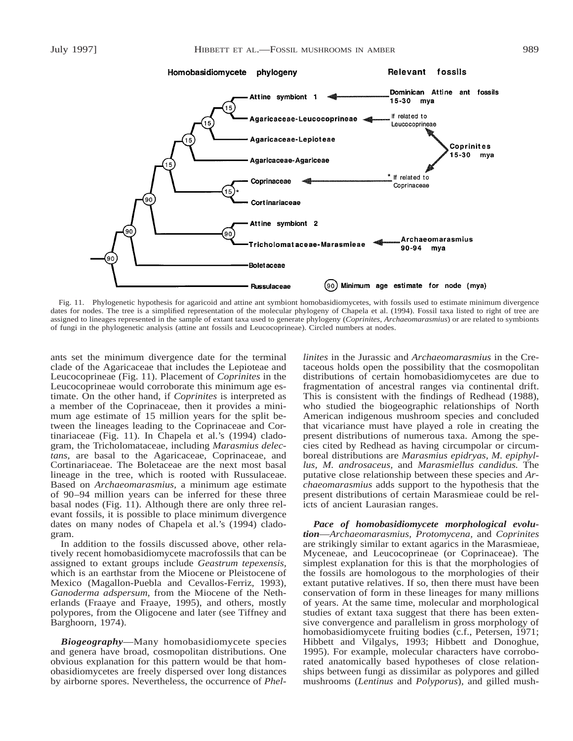Fig. 11. Phylogenetic hypothesis for agaricoid and attine ant symbiont homobasidiomycetes, with fossils used to estimate minimum divergence dates for nodes. The tree is a simplified representation of the molecular phylogeny of Chapela et al. (1994). Fossil taxa listed to right of tree are assigned to lineages represented in the sample of extant taxa used to generate phylogeny (*Coprinites, Archaeomarasmius*) or are related to symbionts of fungi in the phylogenetic analysis (attine ant fossils and Leucocoprineae). Circled numbers at nodes.

ants set the minimum divergence date for the terminal clade of the Agaricaceae that includes the Lepioteae and Leucocoprineae (Fig. 11). Placement of *Coprinites* in the Leucocoprineae would corroborate this minimum age estimate. On the other hand, if *Coprinites* is interpreted as a member of the Coprinaceae, then it provides a minimum age estimate of 15 million years for the split between the lineages leading to the Coprinaceae and Cortinariaceae (Fig. 11). In Chapela et al.'s (1994) cladogram, the Tricholomataceae, including *Marasmius delectans,* are basal to the Agaricaceae, Coprinaceae, and Cortinariaceae. The Boletaceae are the next most basal lineage in the tree, which is rooted with Russulaceae. Based on *Archaeomarasmius,* a minimum age estimate of 90–94 million years can be inferred for these three basal nodes (Fig. 11). Although there are only three relevant fossils, it is possible to place minimum divergence dates on many nodes of Chapela et al.'s (1994) cladogram.

In addition to the fossils discussed above, other relatively recent homobasidiomycete macrofossils that can be assigned to extant groups include *Geastrum tepexensis,* which is an earthstar from the Miocene or Pleistocene of Mexico (Magallon-Puebla and Cevallos-Ferriz, 1993), *Ganoderma adspersum,* from the Miocene of the Netherlands (Fraaye and Fraaye, 1995), and others, mostly polypores, from the Oligocene and later (see Tiffney and Barghoorn, 1974).

***Biogeography***—Many homobasidiomycete species and genera have broad, cosmopolitan distributions. One obvious explanation for this pattern would be that homobasidiomycetes are freely dispersed over long distances by airborne spores. Nevertheless, the occurrence of *Phellinites* in the Jurassic and *Archaeomarasmius* in the Cretaceous holds open the possibility that the cosmopolitan distributions of certain homobasidiomycetes are due to fragmentation of ancestral ranges via continental drift. This is consistent with the findings of Redhead (1988), who studied the biogeographic relationships of North American indigenous mushroom species and concluded that vicariance must have played a role in creating the present distributions of numerous taxa. Among the species cited by Redhead as having circumpolar or circumboreal distributions are *Marasmius epidryas, M. epiphyllus, M. androsaceus,* and *Marasmiellus candidus.* The putative close relationship between these species and *Archaeomarasmius* adds support to the hypothesis that the present distributions of certain Marasmieae could be relicts of ancient Laurasian ranges.

***Pace of homobasidiomycete morphological evolution***—*Archaeomarasmius, Protomycena,* and *Coprinites* are strikingly similar to extant agarics in the Marasmieae, Myceneae, and Leucocoprineae (or Coprinaceae). The simplest explanation for this is that the morphologies of the fossils are homologous to the morphologies of their extant putative relatives. If so, then there must have been conservation of form in these lineages for many millions of years. At the same time, molecular and morphological studies of extant taxa suggest that there has been extensive convergence and parallelism in gross morphology of homobasidiomycete fruiting bodies (c.f., Petersen, 1971; Hibbett and Vilgalys, 1993; Hibbett and Donoghue, 1995). For example, molecular characters have corroborated anatomically based hypotheses of close relationships between fungi as dissimilar as polypores and gilled mushrooms (*Lentinus* and *Polyporus*), and gilled mush-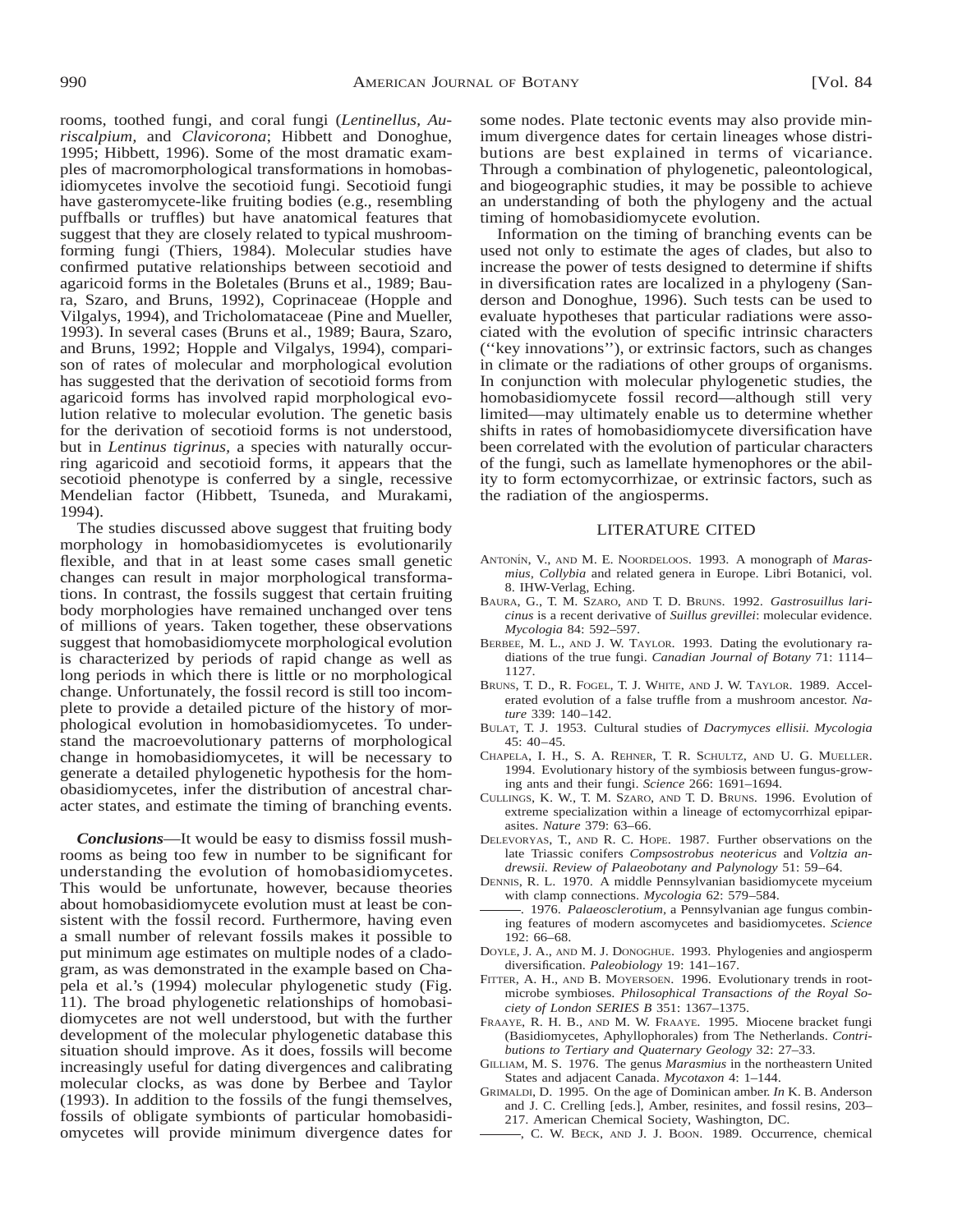rooms, toothed fungi, and coral fungi (*Lentinellus, Auriscalpium,* and *Clavicorona*; Hibbett and Donoghue, 1995; Hibbett, 1996). Some of the most dramatic examples of macromorphological transformations in homobasidiomycetes involve the secotioid fungi. Secotioid fungi have gasteromycete-like fruiting bodies (e.g., resembling puffballs or truffles) but have anatomical features that suggest that they are closely related to typical mushroom-forming fungi (Thiers, 1984). Molecular studies have confirmed putative relationships between secotioid and agaricoid forms in the Boletales (Bruns et al., 1989; Baura, Szaro, and Bruns, 1992), Coprinaceae (Hopple and Vilgalys, 1994), and Tricholomataceae (Pine and Mueller, 1993). In several cases (Bruns et al., 1989; Baura, Szaro, and Bruns, 1992; Hopple and Vilgalys, 1994), comparison of rates of molecular and morphological evolution has suggested that the derivation of secotioid forms from agaricoid forms has involved rapid morphological evolution relative to molecular evolution. The genetic basis for the derivation of secotioid forms is not understood, but in *Lentinus tigrinus,* a species with naturally occurring agaricoid and secotioid forms, it appears that the secotioid phenotype is conferred by a single, recessive Mendelian factor (Hibbett, Tsuneda, and Murakami, 1994).

The studies discussed above suggest that fruiting body morphology in homobasidiomycetes is evolutionarily flexible, and that in at least some cases small genetic changes can result in major morphological transformations. In contrast, the fossils suggest that certain fruiting body morphologies have remained unchanged over tens of millions of years. Taken together, these observations suggest that homobasidiomycete morphological evolution is characterized by periods of rapid change as well as long periods in which there is little or no morphological change. Unfortunately, the fossil record is still too incomplete to provide a detailed picture of the history of morphological evolution in homobasidiomycetes. To understand the macroevolutionary patterns of morphological change in homobasidiomycetes, it will be necessary to generate a detailed phylogenetic hypothesis for the homobasidiomycetes, infer the distribution of ancestral character states, and estimate the timing of branching events.

***Conclusions***—It would be easy to dismiss fossil mushrooms as being too few in number to be significant for understanding the evolution of homobasidiomycetes. This would be unfortunate, however, because theories about homobasidiomycete evolution must at least be consistent with the fossil record. Furthermore, having even a small number of relevant fossils makes it possible to put minimum age estimates on multiple nodes of a cladogram, as was demonstrated in the example based on Chapela et al.'s (1994) molecular phylogenetic study (Fig. 11). The broad phylogenetic relationships of homobasidiomycetes are not well understood, but with the further development of the molecular phylogenetic database this situation should improve. As it does, fossils will become increasingly useful for dating divergences and calibrating molecular clocks, as was done by Berbee and Taylor (1993). In addition to the fossils of the fungi themselves, fossils of obligate symbionts of particular homobasidiomycetes will provide minimum divergence dates for some nodes. Plate tectonic events may also provide minimum divergence dates for certain lineages whose distributions are best explained in terms of vicariance. Through a combination of phylogenetic, paleontological, and biogeographic studies, it may be possible to achieve an understanding of both the phylogeny and the actual timing of homobasidiomycete evolution.

Information on the timing of branching events can be used not only to estimate the ages of clades, but also to increase the power of tests designed to determine if shifts in diversification rates are localized in a phylogeny (Sanderson and Donoghue, 1996). Such tests can be used to evaluate hypotheses that particular radiations were associated with the evolution of specific intrinsic characters (''key innovations''), or extrinsic factors, such as changes in climate or the radiations of other groups of organisms. In conjunction with molecular phylogenetic studies, the homobasidiomycete fossil record—although still very limited—may ultimately enable us to determine whether shifts in rates of homobasidiomycete diversification have been correlated with the evolution of particular characters of the fungi, such as lamellate hymenophores or the ability to form ectomycorrhizae, or extrinsic factors, such as the radiation of the angiosperms.

## LITERATURE CITED

Antonín, V., and M. E. Noordeloos. 1993. A monograph of *Marasmius, Collybia* and related genera in Europe. Libri Botanici, vol. 8. IHW-Verlag, Eching.

Baura, G., T. M. Szaro, and T. D. Bruns. 1992. *Gastrosuillus laricinus* is a recent derivative of *Suillus grevillei*: molecular evidence. *Mycologia* 84: 592–597.

Berbee, M. L., and J. W. Taylor. 1993. Dating the evolutionary radiations of the true fungi. *Canadian Journal of Botany* 71: 1114–1127.

Bruns, T. D., R. Fogel, T. J. White, and J. W. Taylor. 1989. Accelerated evolution of a false truffle from a mushroom ancestor. *Nature* 339: 140–142.

Bulat, T. J. 1953. Cultural studies of *Dacrymyces ellisii. Mycologia* 45: 40–45.

Chapela, I. H., S. A. Rehner, T. R. Schultz, and U. G. Mueller. 1994. Evolutionary history of the symbiosis between fungus-growing ants and their fungi. *Science* 266: 1691–1694.

Cullings, K. W., T. M. Szaro, and T. D. Bruns. 1996. Evolution of extreme specialization within a lineage of ectomycorrhizal epiparasites. *Nature* 379: 63–66.

Delevoryas, T., and R. C. Hope. 1987. Further observations on the late Triassic conifers *Compsostrobus neotericus* and *Voltzia andrewsii. Review of Palaeobotany and Palynology* 51: 59–64.

Dennis, R. L. 1970. A middle Pennsylvanian basidiomycete myceium with clamp connections. *Mycologia* 62: 579–584.

———. 1976. *Palaeosclerotium,* a Pennsylvanian age fungus combining features of modern ascomycetes and basidiomycetes. *Science* 192: 66–68.

Doyle, J. A., and M. J. Donoghue. 1993. Phylogenies and angiosperm diversification. *Paleobiology* 19: 141–167.

Fitter, A. H., and B. Moyersoen. 1996. Evolutionary trends in root-microbe symbioses. *Philosophical Transactions of the Royal Society of London SERIES B* 351: 1367–1375.

Fraaye, R. H. B., and M. W. Fraaye. 1995. Miocene bracket fungi (Basidiomycetes, Aphyllophorales) from The Netherlands. *Contributions to Tertiary and Quaternary Geology* 32: 27–33.

Gilliam, M. S. 1976. The genus *Marasmius* in the northeastern United States and adjacent Canada. *Mycotaxon* 4: 1–144.

Grimaldi, D. 1995. On the age of Dominican amber. *In* K. B. Anderson and J. C. Crelling [eds.], Amber, resinites, and fossil resins, 203–217. American Chemical Society, Washington, DC.

———, C. W. Beck, and J. J. Boon. 1989. Occurrence, chemical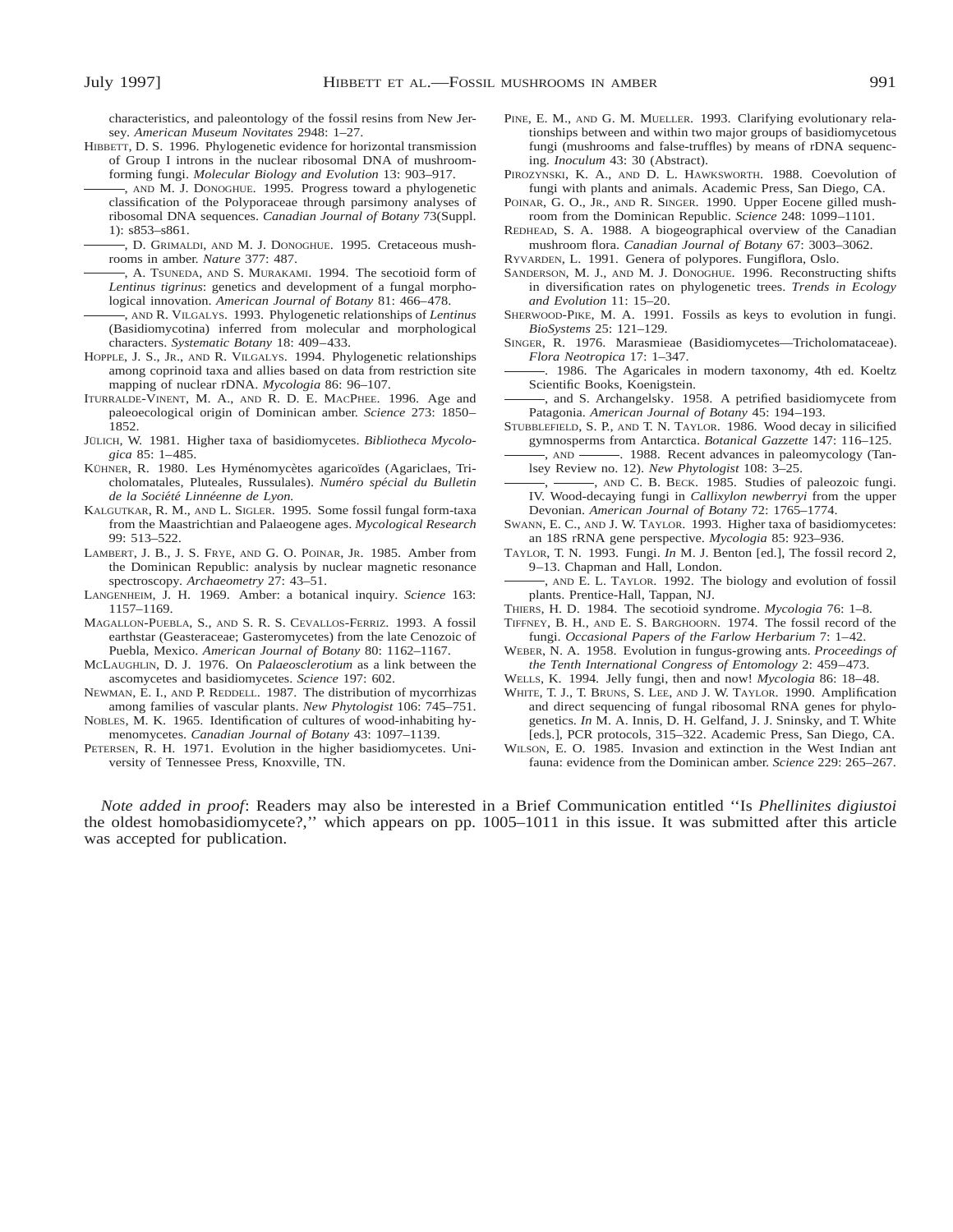characteristics, and paleontology of the fossil resins from New Jersey. *American Museum Novitates* 2948: 1–27.

HIBBETT, D. S. 1996. Phylogenetic evidence for horizontal transmission of Group I introns in the nuclear ribosomal DNA of mushroom-forming fungi. *Molecular Biology and Evolution* 13: 903–917.

———, AND M. J. DONOGHUE. 1995. Progress toward a phylogenetic classification of the Polyporaceae through parsimony analyses of ribosomal DNA sequences. *Canadian Journal of Botany* 73(Suppl. 1): s853–s861.

———, D. GRIMALDI, AND M. J. DONOGHUE. 1995. Cretaceous mushrooms in amber. *Nature* 377: 487.

———, A. TSUNEDA, AND S. MURAKAMI. 1994. The secotioid form of *Lentinus tigrinus*: genetics and development of a fungal morphological innovation. *American Journal of Botany* 81: 466–478.

———, AND R. VILGALYS. 1993. Phylogenetic relationships of *Lentinus* (Basidiomycotina) inferred from molecular and morphological characters. *Systematic Botany* 18: 409–433.

HOPPLE, J. S., JR., AND R. VILGALYS. 1994. Phylogenetic relationships among coprinoid taxa and allies based on data from restriction site mapping of nuclear rDNA. *Mycologia* 86: 96–107.

ITURRALDE-VINENT, M. A., AND R. D. E. MACPHEE. 1996. Age and paleoecological origin of Dominican amber. *Science* 273: 1850–1852.

JÜLICH, W. 1981. Higher taxa of basidiomycetes. *Bibliotheca Mycologica* 85: 1–485.

KÜHNER, R. 1980. Les Hyménomycètes agaricoïdes (Agaricales, Tricholomatales, Pluteales, Russulales). *Numéro spécial du Bulletin de la Société Linnéenne de Lyon.*

KALGUTKAR, R. M., AND L. SIGLER. 1995. Some fossil fungal form-taxa from the Maastrichtian and Palaeogene ages. *Mycological Research* 99: 513–522.

LAMBERT, J. B., J. S. FRYE, AND G. O. POINAR, JR. 1985. Amber from the Dominican Republic: analysis by nuclear magnetic resonance spectroscopy. *Archaeometry* 27: 43–51.

LANGENHEIM, J. H. 1969. Amber: a botanical inquiry. *Science* 163: 1157–1169.

MAGALLON-PUEBLA, S., AND S. R. S. CEVALLOS-FERRIZ. 1993. A fossil earthstar (Geasteraceae; Gasteromycetes) from the late Cenozoic of Puebla, Mexico. *American Journal of Botany* 80: 1162–1167.

MCLAUGHLIN, D. J. 1976. On *Palaeosclerotium* as a link between the ascomycetes and basidiomycetes. *Science* 197: 602.

NEWMAN, E. I., AND P. REDDELL. 1987. The distribution of mycorrhizas among families of vascular plants. *New Phytologist* 106: 745–751.

NOBLES, M. K. 1965. Identification of cultures of wood-inhabiting hymenomycetes. *Canadian Journal of Botany* 43: 1097–1139.

PETERSEN, R. H. 1971. Evolution in the higher basidiomycetes. University of Tennessee Press, Knoxville, TN.

PINE, E. M., AND G. M. MUELLER. 1993. Clarifying evolutionary relationships between and within two major groups of basidiomycetous fungi (mushrooms and false-truffles) by means of rDNA sequencing. *Inoculum* 43: 30 (Abstract).

PIROZYNSKI, K. A., AND D. L. HAWKSWORTH. 1988. Coevolution of fungi with plants and animals. Academic Press, San Diego, CA.

POINAR, G. O., JR., AND R. SINGER. 1990. Upper Eocene gilled mushroom from the Dominican Republic. *Science* 248: 1099–1101.

REDHEAD, S. A. 1988. A biogeographical overview of the Canadian mushroom flora. *Canadian Journal of Botany* 67: 3003–3062.

RYVARDEN, L. 1991. Genera of polypores. Fungiflora, Oslo.

SANDERSON, M. J., AND M. J. DONOGHUE. 1996. Reconstructing shifts in diversification rates on phylogenetic trees. *Trends in Ecology and Evolution* 11: 15–20.

SHERWOOD-PIKE, M. A. 1991. Fossils as keys to evolution in fungi. *BioSystems* 25: 121–129.

SINGER, R. 1976. Marasmieae (Basidiomycetes—Tricholomataceae). *Flora Neotropica* 17: 1–347.

———. 1986. The Agaricales in modern taxonomy, 4th ed. Koeltz Scientific Books, Koenigstein.

———, and S. Archangelsky. 1958. A petrified basidiomycete from Patagonia. *American Journal of Botany* 45: 194–193.

STUBBLEFIELD, S. P., AND T. N. TAYLOR. 1986. Wood decay in silicified gymnosperms from Antarctica. *Botanical Gazzette* 147: 116–125.

———, AND ———. 1988. Recent advances in paleomycology (Tansley Review no. 12). *New Phytologist* 108: 3–25.

———, ———, AND C. B. BECK. 1985. Studies of paleozoic fungi. IV. Wood-decaying fungi in *Callixylon newberryi* from the upper Devonian. *American Journal of Botany* 72: 1765–1774.

SWANN, E. C., AND J. W. TAYLOR. 1993. Higher taxa of basidiomycetes: an 18S rRNA gene perspective. *Mycologia* 85: 923–936.

TAYLOR, T. N. 1993. Fungi. *In* M. J. Benton [ed.], The fossil record 2, 9–13. Chapman and Hall, London.

———, AND E. L. TAYLOR. 1992. The biology and evolution of fossil plants. Prentice-Hall, Tappan, NJ.

THIERS, H. D. 1984. The secotioid syndrome. *Mycologia* 76: 1–8.

TIFFNEY, B. H., AND E. S. BARGHOORN. 1974. The fossil record of the fungi. *Occasional Papers of the Farlow Herbarium* 7: 1–42.

WEBER, N. A. 1958. Evolution in fungus-growing ants. *Proceedings of the Tenth International Congress of Entomology* 2: 459–473.

WELLS, K. 1994. Jelly fungi, then and now! *Mycologia* 86: 18–48.

WHITE, T. J., T. BRUNS, S. LEE, AND J. W. TAYLOR. 1990. Amplification and direct sequencing of fungal ribosomal RNA genes for phylogenetics. *In* M. A. Innis, D. H. Gelfand, J. J. Sninsky, and T. White [eds.], PCR protocols, 315–322. Academic Press, San Diego, CA.

WILSON, E. O. 1985. Invasion and extinction in the West Indian ant fauna: evidence from the Dominican amber. *Science* 229: 265–267.

*Note added in proof*: Readers may also be interested in a Brief Communication entitled ''Is *Phellinites digiustoi* the oldest homobasidiomycete?,'' which appears on pp. 1005–1011 in this issue. It was submitted after this article was accepted for publication.